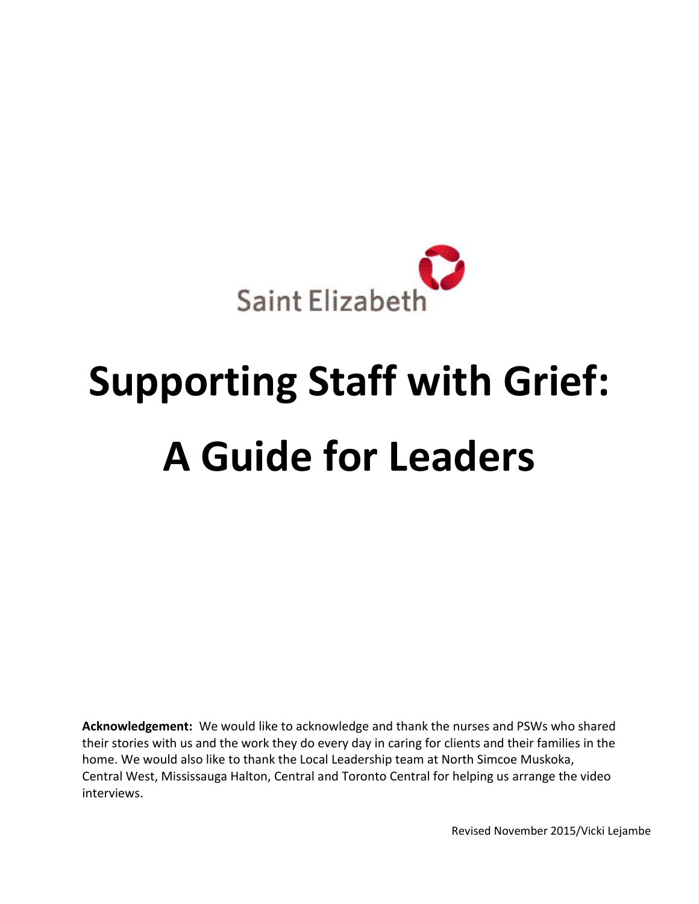Saint Elizabeth

# Supporting Staff with Grief: A Guide for Leaders

**Acknowledgement:** We would like to acknowledge and thank the nurses and PSWs who shared their stories with us and the work they do every day in caring for clients and their families in the home. We would also like to thank the Local Leadership team at North Simcoe Muskoka, Central West, Mississauga Halton, Central and Toronto Central for helping us arrange the video interviews.

Revised November 2015/Vicki Lejambe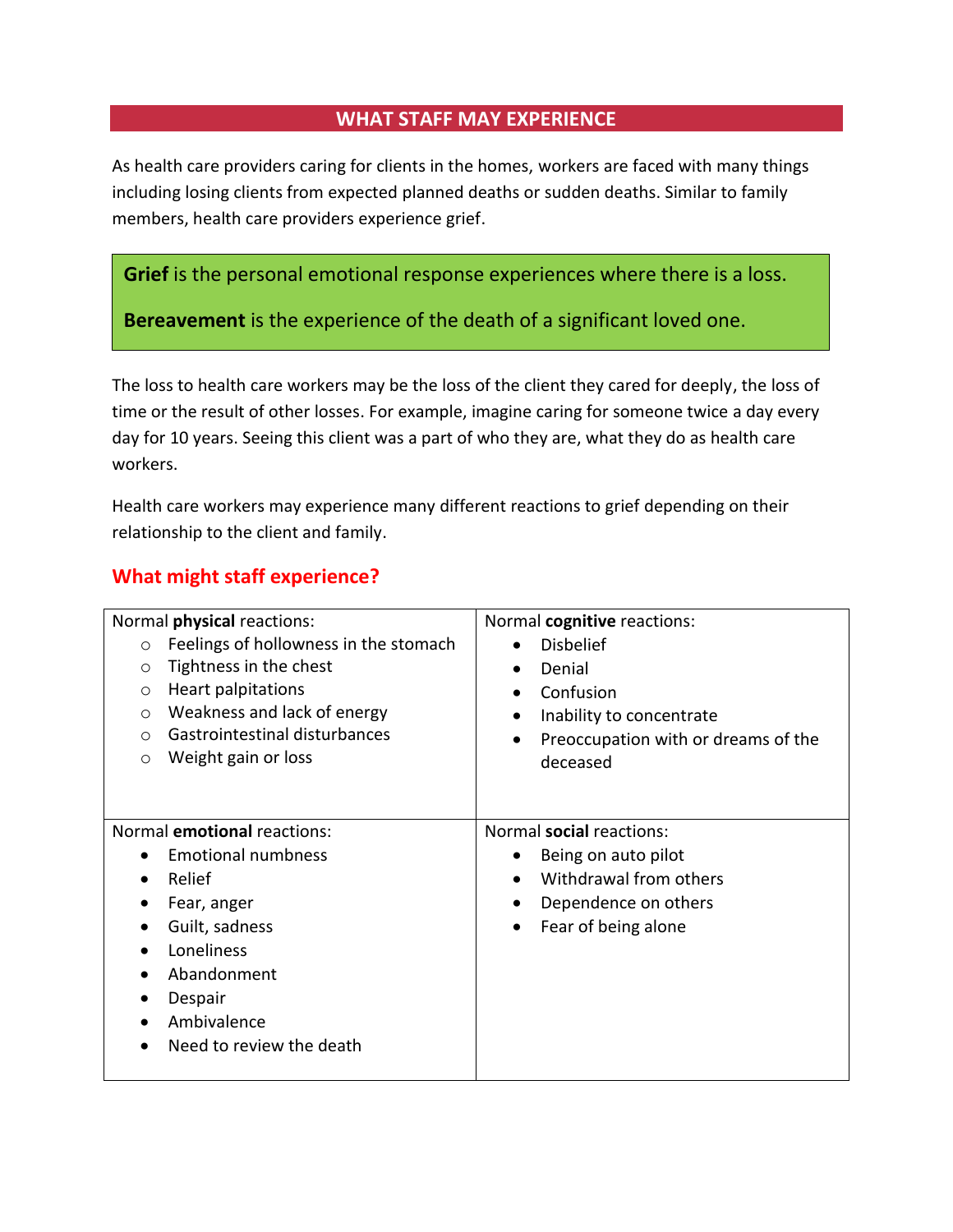## WHAT STAFF MAY EXPERIENCE

As health care providers caring for clients in the homes, workers are faced with many things including losing clients from expected planned deaths or sudden deaths. Similar to family members, health care providers experience grief.

> **Grief** is the personal emotional response experiences where there is a loss.
>
> **Bereavement** is the experience of the death of a significant loved one.

The loss to health care workers may be the loss of the client they cared for deeply, the loss of time or the result of other losses. For example, imagine caring for someone twice a day every day for 10 years. Seeing this client was a part of who they are, what they do as health care workers.

Health care workers may experience many different reactions to grief depending on their relationship to the client and family.

### What might staff experience?

| Normal **physical** reactions: | Normal **cognitive** reactions: |
|---|---|
| ○ Feelings of hollowness in the stomach<br>○ Tightness in the chest<br>○ Heart palpitations<br>○ Weakness and lack of energy<br>○ Gastrointestinal disturbances<br>○ Weight gain or loss | • Disbelief<br>• Denial<br>• Confusion<br>• Inability to concentrate<br>• Preoccupation with or dreams of the deceased |
| **Normal emotional reactions:** | **Normal social reactions:** |
| • Emotional numbness<br>• Relief<br>• Fear, anger<br>• Guilt, sadness<br>• Loneliness<br>• Abandonment<br>• Despair<br>• Ambivalence<br>• Need to review the death | • Being on auto pilot<br>• Withdrawal from others<br>• Dependence on others<br>• Fear of being alone |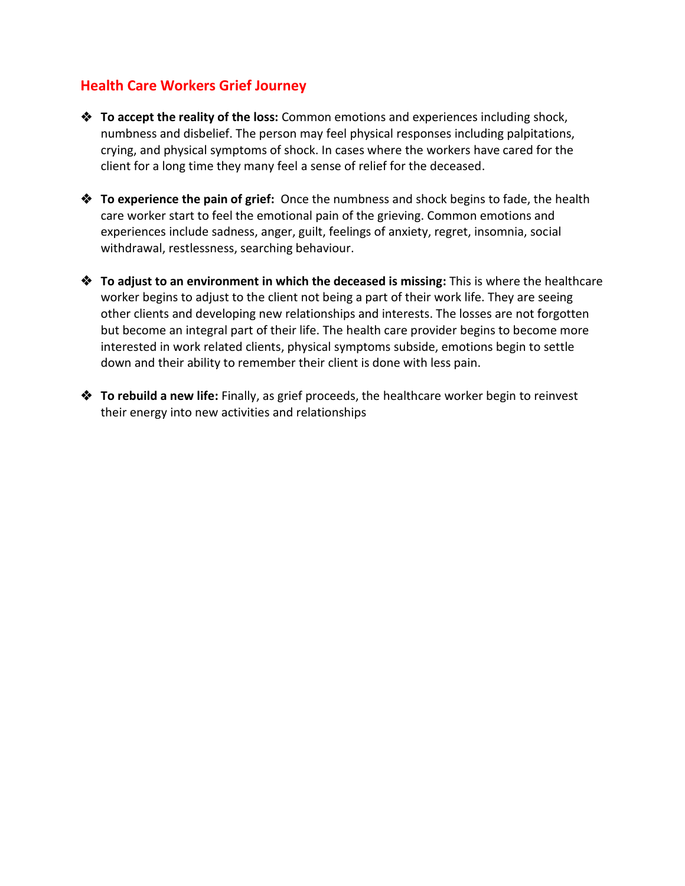## Health Care Workers Grief Journey

- **To accept the reality of the loss:** Common emotions and experiences including shock, numbness and disbelief. The person may feel physical responses including palpitations, crying, and physical symptoms of shock. In cases where the workers have cared for the client for a long time they many feel a sense of relief for the deceased.

- **To experience the pain of grief:** Once the numbness and shock begins to fade, the health care worker start to feel the emotional pain of the grieving. Common emotions and experiences include sadness, anger, guilt, feelings of anxiety, regret, insomnia, social withdrawal, restlessness, searching behaviour.

- **To adjust to an environment in which the deceased is missing:** This is where the healthcare worker begins to adjust to the client not being a part of their work life. They are seeing other clients and developing new relationships and interests. The losses are not forgotten but become an integral part of their life. The health care provider begins to become more interested in work related clients, physical symptoms subside, emotions begin to settle down and their ability to remember their client is done with less pain.

- **To rebuild a new life:** Finally, as grief proceeds, the healthcare worker begin to reinvest their energy into new activities and relationships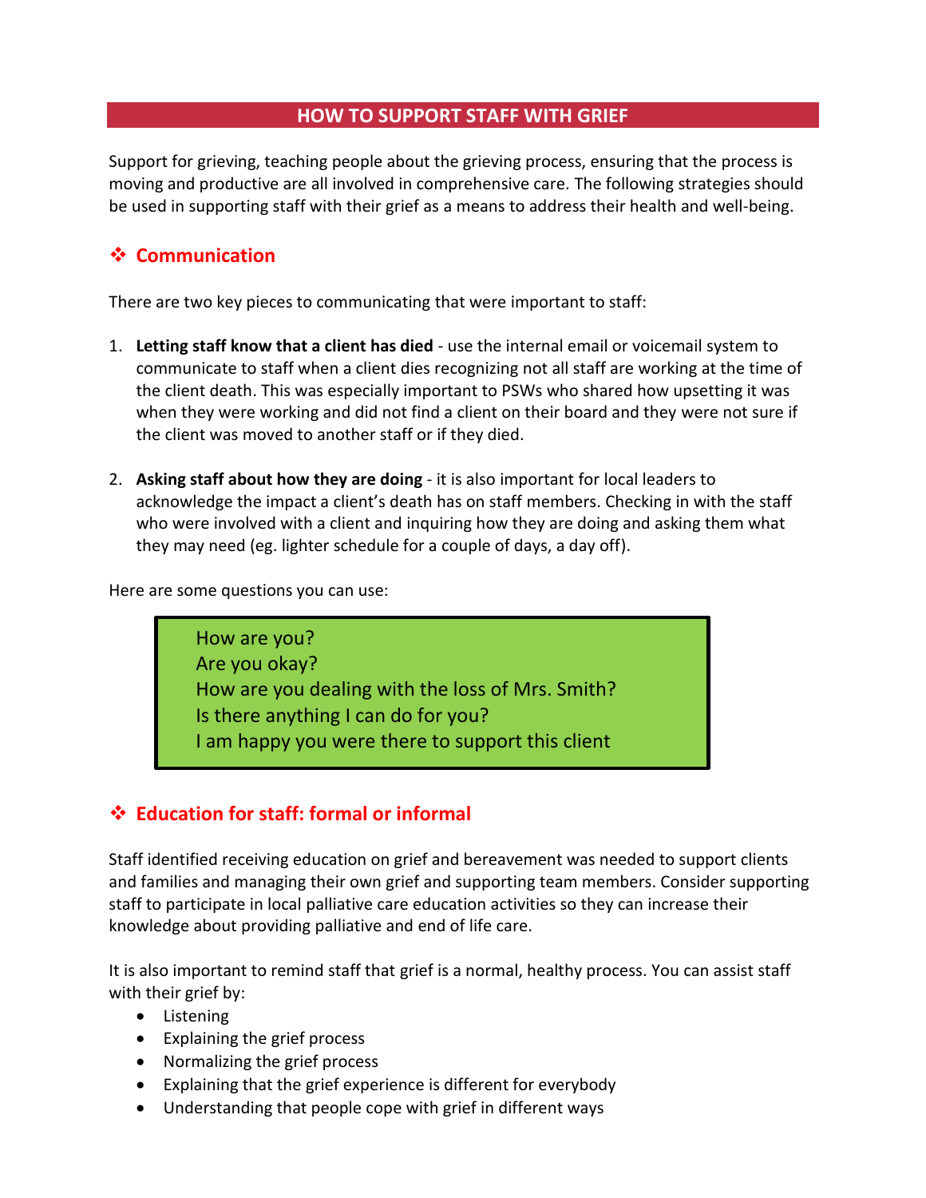# HOW TO SUPPORT STAFF WITH GRIEF

Support for grieving, teaching people about the grieving process, ensuring that the process is moving and productive are all involved in comprehensive care. The following strategies should be used in supporting staff with their grief as a means to address their health and well-being.

## ❖ Communication

There are two key pieces to communicating that were important to staff:

1. **Letting staff know that a client has died** - use the internal email or voicemail system to communicate to staff when a client dies recognizing not all staff are working at the time of the client death. This was especially important to PSWs who shared how upsetting it was when they were working and did not find a client on their board and they were not sure if the client was moved to another staff or if they died.

2. **Asking staff about how they are doing** - it is also important for local leaders to acknowledge the impact a client's death has on staff members. Checking in with the staff who were involved with a client and inquiring how they are doing and asking them what they may need (eg. lighter schedule for a couple of days, a day off).

Here are some questions you can use:

> How are you?
> Are you okay?
> How are you dealing with the loss of Mrs. Smith?
> Is there anything I can do for you?
> I am happy you were there to support this client

## ❖ Education for staff: formal or informal

Staff identified receiving education on grief and bereavement was needed to support clients and families and managing their own grief and supporting team members. Consider supporting staff to participate in local palliative care education activities so they can increase their knowledge about providing palliative and end of life care.

It is also important to remind staff that grief is a normal, healthy process. You can assist staff with their grief by:

- Listening
- Explaining the grief process
- Normalizing the grief process
- Explaining that the grief experience is different for everybody
- Understanding that people cope with grief in different ways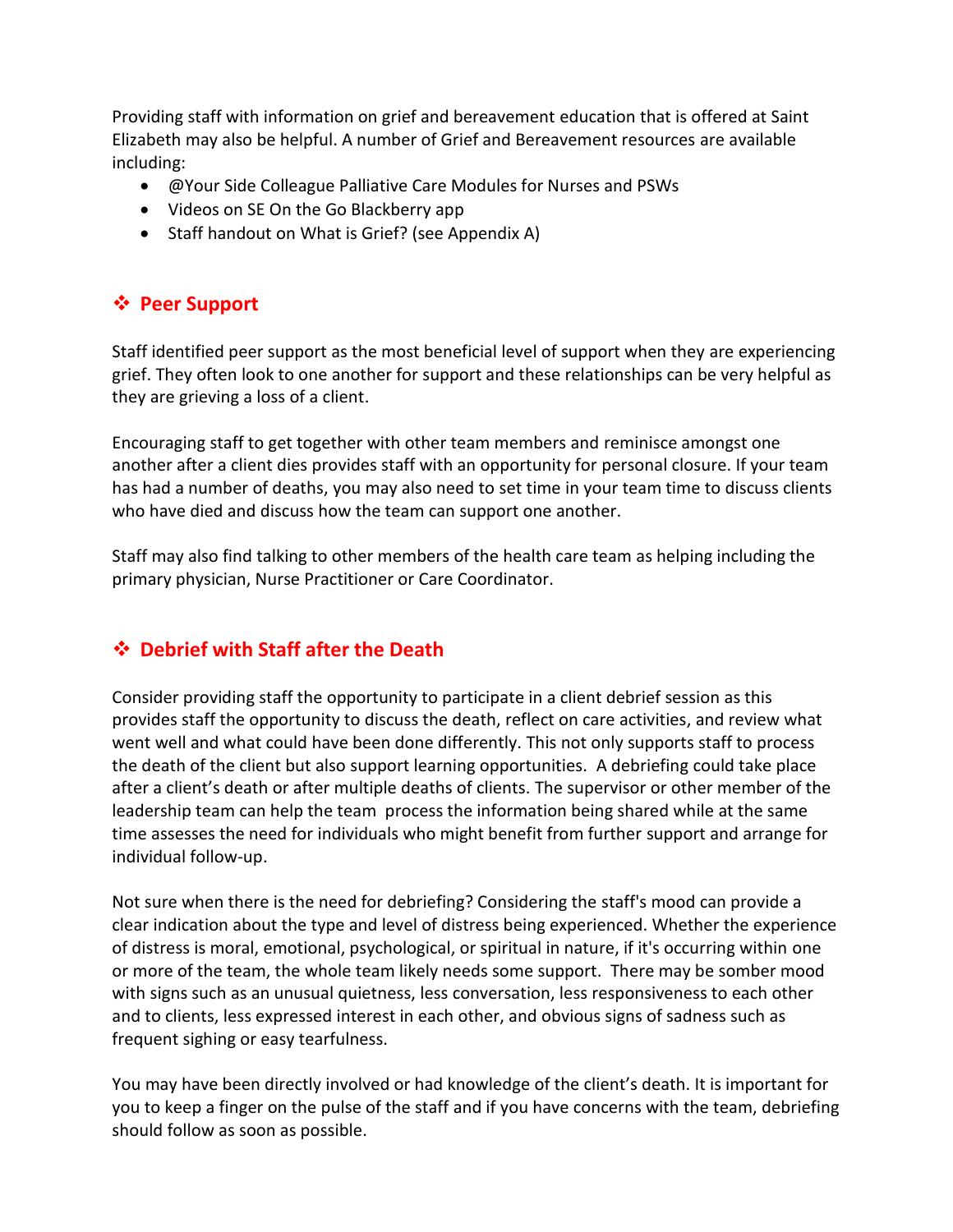Providing staff with information on grief and bereavement education that is offered at Saint Elizabeth may also be helpful. A number of Grief and Bereavement resources are available including:

- @Your Side Colleague Palliative Care Modules for Nurses and PSWs
- Videos on SE On the Go Blackberry app
- Staff handout on What is Grief? (see Appendix A)

## ❖ Peer Support

Staff identified peer support as the most beneficial level of support when they are experiencing grief. They often look to one another for support and these relationships can be very helpful as they are grieving a loss of a client.

Encouraging staff to get together with other team members and reminisce amongst one another after a client dies provides staff with an opportunity for personal closure. If your team has had a number of deaths, you may also need to set time in your team time to discuss clients who have died and discuss how the team can support one another.

Staff may also find talking to other members of the health care team as helping including the primary physician, Nurse Practitioner or Care Coordinator.

## ❖ Debrief with Staff after the Death

Consider providing staff the opportunity to participate in a client debrief session as this provides staff the opportunity to discuss the death, reflect on care activities, and review what went well and what could have been done differently. This not only supports staff to process the death of the client but also support learning opportunities. A debriefing could take place after a client's death or after multiple deaths of clients. The supervisor or other member of the leadership team can help the team process the information being shared while at the same time assesses the need for individuals who might benefit from further support and arrange for individual follow-up.

Not sure when there is the need for debriefing? Considering the staff's mood can provide a clear indication about the type and level of distress being experienced. Whether the experience of distress is moral, emotional, psychological, or spiritual in nature, if it's occurring within one or more of the team, the whole team likely needs some support. There may be somber mood with signs such as an unusual quietness, less conversation, less responsiveness to each other and to clients, less expressed interest in each other, and obvious signs of sadness such as frequent sighing or easy tearfulness.

You may have been directly involved or had knowledge of the client's death. It is important for you to keep a finger on the pulse of the staff and if you have concerns with the team, debriefing should follow as soon as possible.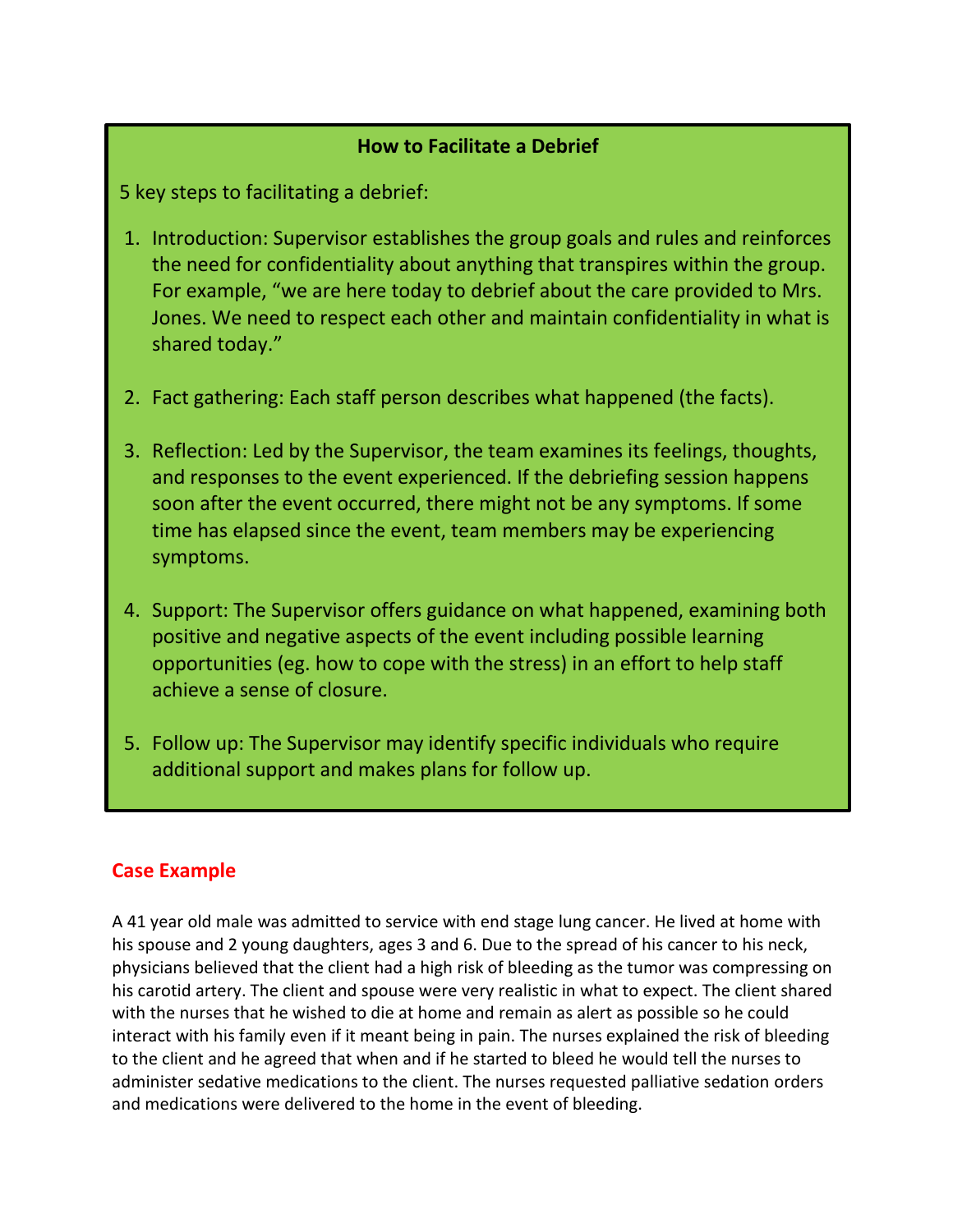## How to Facilitate a Debrief

5 key steps to facilitating a debrief:

1. Introduction: Supervisor establishes the group goals and rules and reinforces the need for confidentiality about anything that transpires within the group. For example, "we are here today to debrief about the care provided to Mrs. Jones. We need to respect each other and maintain confidentiality in what is shared today."

2. Fact gathering: Each staff person describes what happened (the facts).

3. Reflection: Led by the Supervisor, the team examines its feelings, thoughts, and responses to the event experienced. If the debriefing session happens soon after the event occurred, there might not be any symptoms. If some time has elapsed since the event, team members may be experiencing symptoms.

4. Support: The Supervisor offers guidance on what happened, examining both positive and negative aspects of the event including possible learning opportunities (eg. how to cope with the stress) in an effort to help staff achieve a sense of closure.

5. Follow up: The Supervisor may identify specific individuals who require additional support and makes plans for follow up.

## Case Example

A 41 year old male was admitted to service with end stage lung cancer. He lived at home with his spouse and 2 young daughters, ages 3 and 6. Due to the spread of his cancer to his neck, physicians believed that the client had a high risk of bleeding as the tumor was compressing on his carotid artery. The client and spouse were very realistic in what to expect. The client shared with the nurses that he wished to die at home and remain as alert as possible so he could interact with his family even if it meant being in pain. The nurses explained the risk of bleeding to the client and he agreed that when and if he started to bleed he would tell the nurses to administer sedative medications to the client. The nurses requested palliative sedation orders and medications were delivered to the home in the event of bleeding.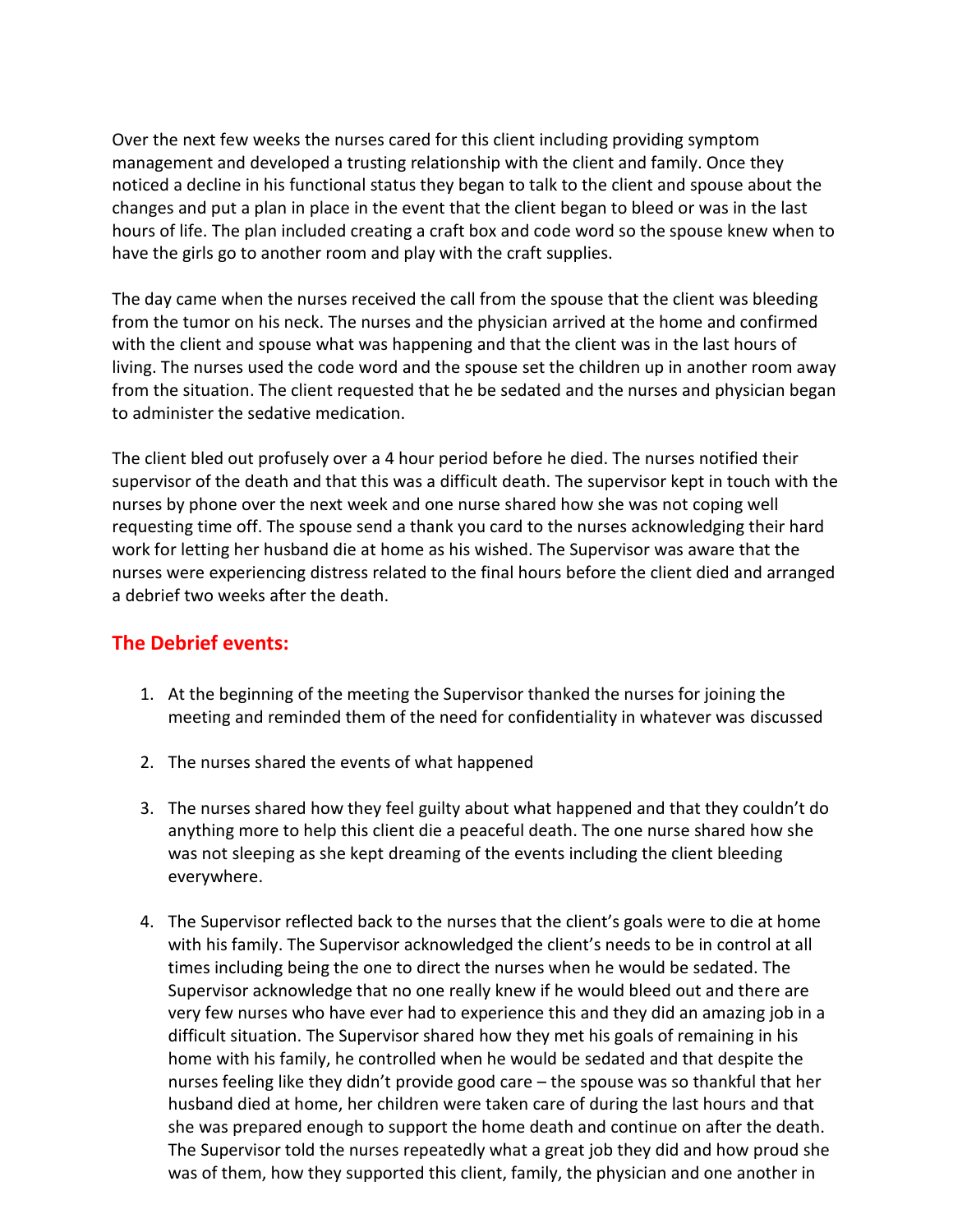Over the next few weeks the nurses cared for this client including providing symptom management and developed a trusting relationship with the client and family. Once they noticed a decline in his functional status they began to talk to the client and spouse about the changes and put a plan in place in the event that the client began to bleed or was in the last hours of life. The plan included creating a craft box and code word so the spouse knew when to have the girls go to another room and play with the craft supplies.

The day came when the nurses received the call from the spouse that the client was bleeding from the tumor on his neck. The nurses and the physician arrived at the home and confirmed with the client and spouse what was happening and that the client was in the last hours of living. The nurses used the code word and the spouse set the children up in another room away from the situation. The client requested that he be sedated and the nurses and physician began to administer the sedative medication.

The client bled out profusely over a 4 hour period before he died. The nurses notified their supervisor of the death and that this was a difficult death. The supervisor kept in touch with the nurses by phone over the next week and one nurse shared how she was not coping well requesting time off. The spouse send a thank you card to the nurses acknowledging their hard work for letting her husband die at home as his wished. The Supervisor was aware that the nurses were experiencing distress related to the final hours before the client died and arranged a debrief two weeks after the death.

## The Debrief events:

1. At the beginning of the meeting the Supervisor thanked the nurses for joining the meeting and reminded them of the need for confidentiality in whatever was discussed

2. The nurses shared the events of what happened

3. The nurses shared how they feel guilty about what happened and that they couldn't do anything more to help this client die a peaceful death. The one nurse shared how she was not sleeping as she kept dreaming of the events including the client bleeding everywhere.

4. The Supervisor reflected back to the nurses that the client's goals were to die at home with his family. The Supervisor acknowledged the client's needs to be in control at all times including being the one to direct the nurses when he would be sedated. The Supervisor acknowledge that no one really knew if he would bleed out and there are very few nurses who have ever had to experience this and they did an amazing job in a difficult situation. The Supervisor shared how they met his goals of remaining in his home with his family, he controlled when he would be sedated and that despite the nurses feeling like they didn't provide good care – the spouse was so thankful that her husband died at home, her children were taken care of during the last hours and that she was prepared enough to support the home death and continue on after the death. The Supervisor told the nurses repeatedly what a great job they did and how proud she was of them, how they supported this client, family, the physician and one another in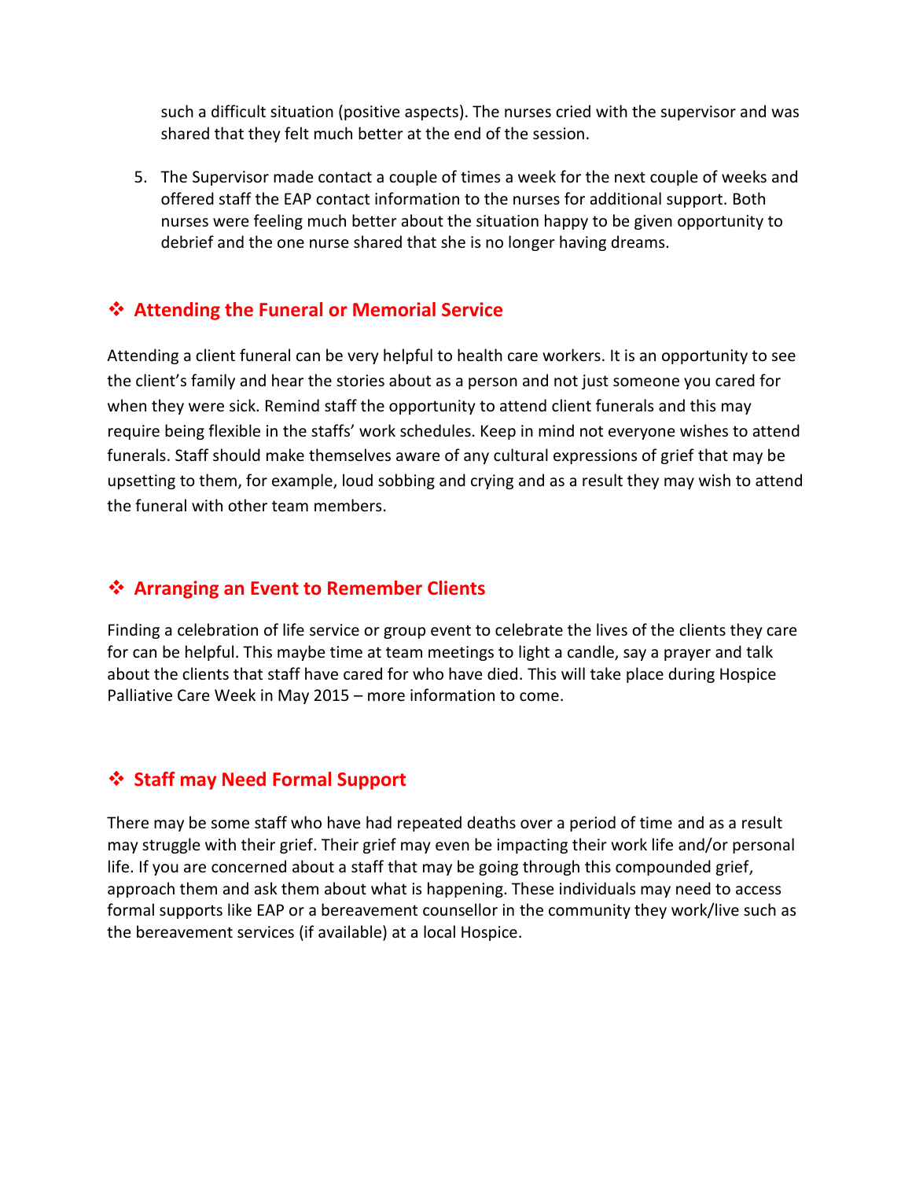such a difficult situation (positive aspects). The nurses cried with the supervisor and was shared that they felt much better at the end of the session.

5. The Supervisor made contact a couple of times a week for the next couple of weeks and offered staff the EAP contact information to the nurses for additional support. Both nurses were feeling much better about the situation happy to be given opportunity to debrief and the one nurse shared that she is no longer having dreams.

## ❖ Attending the Funeral or Memorial Service

Attending a client funeral can be very helpful to health care workers. It is an opportunity to see the client's family and hear the stories about as a person and not just someone you cared for when they were sick. Remind staff the opportunity to attend client funerals and this may require being flexible in the staffs' work schedules. Keep in mind not everyone wishes to attend funerals. Staff should make themselves aware of any cultural expressions of grief that may be upsetting to them, for example, loud sobbing and crying and as a result they may wish to attend the funeral with other team members.

## ❖ Arranging an Event to Remember Clients

Finding a celebration of life service or group event to celebrate the lives of the clients they care for can be helpful. This maybe time at team meetings to light a candle, say a prayer and talk about the clients that staff have cared for who have died. This will take place during Hospice Palliative Care Week in May 2015 – more information to come.

## ❖ Staff may Need Formal Support

There may be some staff who have had repeated deaths over a period of time and as a result may struggle with their grief. Their grief may even be impacting their work life and/or personal life. If you are concerned about a staff that may be going through this compounded grief, approach them and ask them about what is happening. These individuals may need to access formal supports like EAP or a bereavement counsellor in the community they work/live such as the bereavement services (if available) at a local Hospice.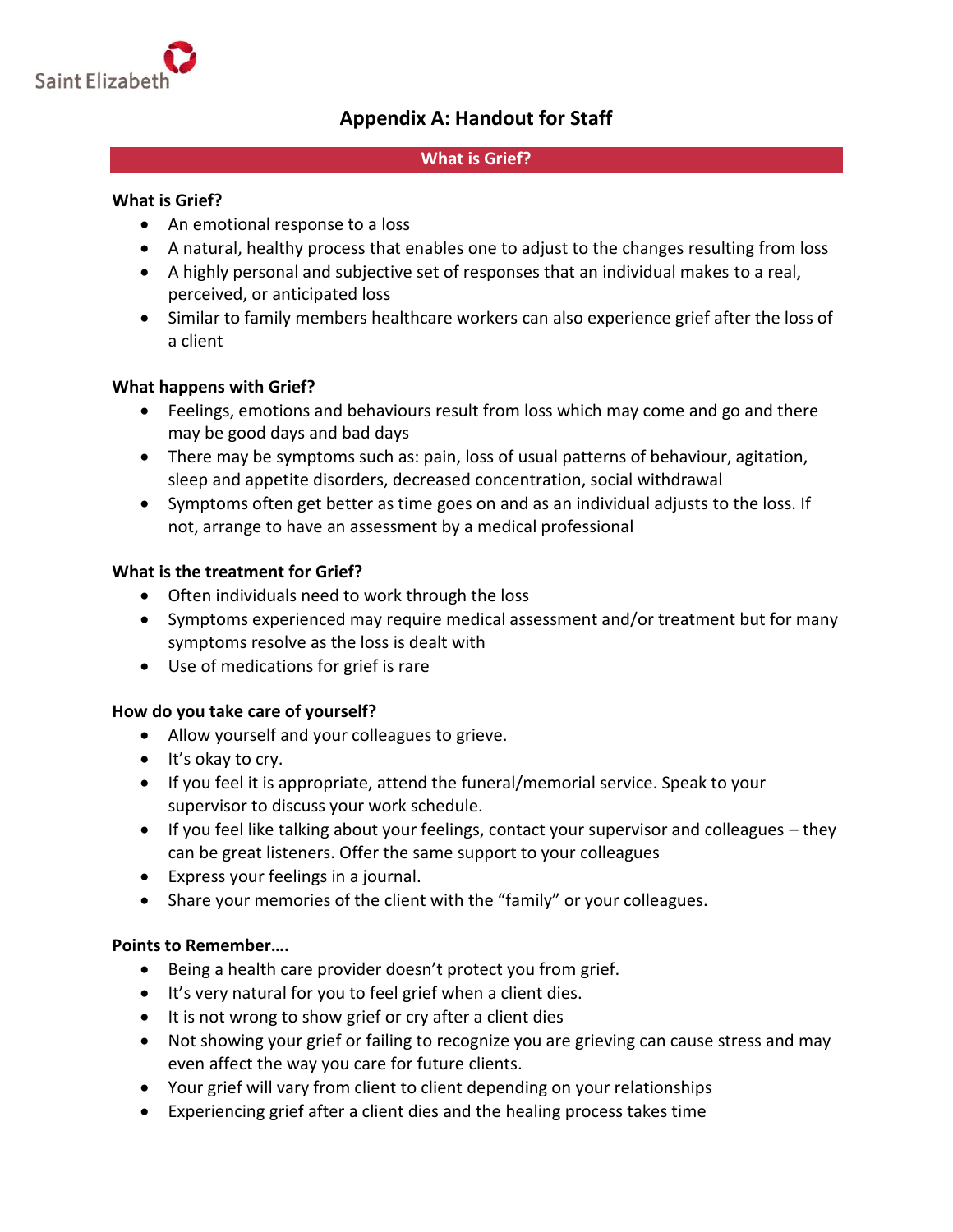Saint Elizabeth

# Appendix A: Handout for Staff

## What is Grief?

**What is Grief?**

- An emotional response to a loss
- A natural, healthy process that enables one to adjust to the changes resulting from loss
- A highly personal and subjective set of responses that an individual makes to a real, perceived, or anticipated loss
- Similar to family members healthcare workers can also experience grief after the loss of a client

**What happens with Grief?**

- Feelings, emotions and behaviours result from loss which may come and go and there may be good days and bad days
- There may be symptoms such as: pain, loss of usual patterns of behaviour, agitation, sleep and appetite disorders, decreased concentration, social withdrawal
- Symptoms often get better as time goes on and as an individual adjusts to the loss. If not, arrange to have an assessment by a medical professional

**What is the treatment for Grief?**

- Often individuals need to work through the loss
- Symptoms experienced may require medical assessment and/or treatment but for many symptoms resolve as the loss is dealt with
- Use of medications for grief is rare

**How do you take care of yourself?**

- Allow yourself and your colleagues to grieve.
- It's okay to cry.
- If you feel it is appropriate, attend the funeral/memorial service. Speak to your supervisor to discuss your work schedule.
- If you feel like talking about your feelings, contact your supervisor and colleagues – they can be great listeners. Offer the same support to your colleagues
- Express your feelings in a journal.
- Share your memories of the client with the "family" or your colleagues.

**Points to Remember….**

- Being a health care provider doesn't protect you from grief.
- It's very natural for you to feel grief when a client dies.
- It is not wrong to show grief or cry after a client dies
- Not showing your grief or failing to recognize you are grieving can cause stress and may even affect the way you care for future clients.
- Your grief will vary from client to client depending on your relationships
- Experiencing grief after a client dies and the healing process takes time